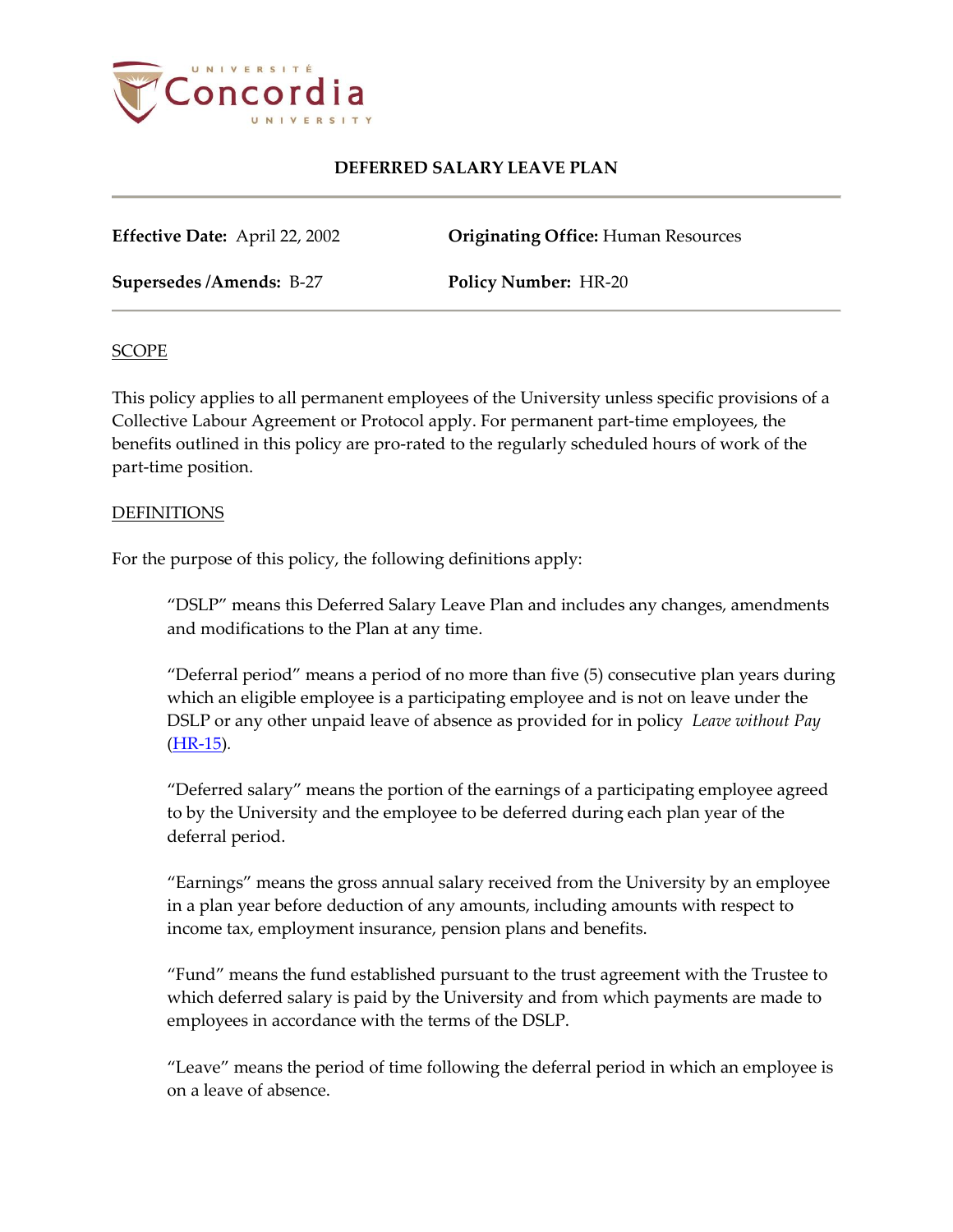# DEFERRED SALARY LEAVE PLAN

**Effective Date:** April 22, 2002

**Originating Office:** Human Resources

**Supersedes /Amends:** B-27

**Policy Number:** HR-20

## SCOPE

This policy applies to all permanent employees of the University unless specific provisions of a Collective Labour Agreement or Protocol apply. For permanent part-time employees, the benefits outlined in this policy are pro-rated to the regularly scheduled hours of work of the part-time position.

## DEFINITIONS

For the purpose of this policy, the following definitions apply:

> "DSLP" means this Deferred Salary Leave Plan and includes any changes, amendments and modifications to the Plan at any time.
>
> "Deferral period" means a period of no more than five (5) consecutive plan years during which an eligible employee is a participating employee and is not on leave under the DSLP or any other unpaid leave of absence as provided for in policy *Leave without Pay* (HR-15).
>
> "Deferred salary" means the portion of the earnings of a participating employee agreed to by the University and the employee to be deferred during each plan year of the deferral period.
>
> "Earnings" means the gross annual salary received from the University by an employee in a plan year before deduction of any amounts, including amounts with respect to income tax, employment insurance, pension plans and benefits.
>
> "Fund" means the fund established pursuant to the trust agreement with the Trustee to which deferred salary is paid by the University and from which payments are made to employees in accordance with the terms of the DSLP.
>
> "Leave" means the period of time following the deferral period in which an employee is on a leave of absence.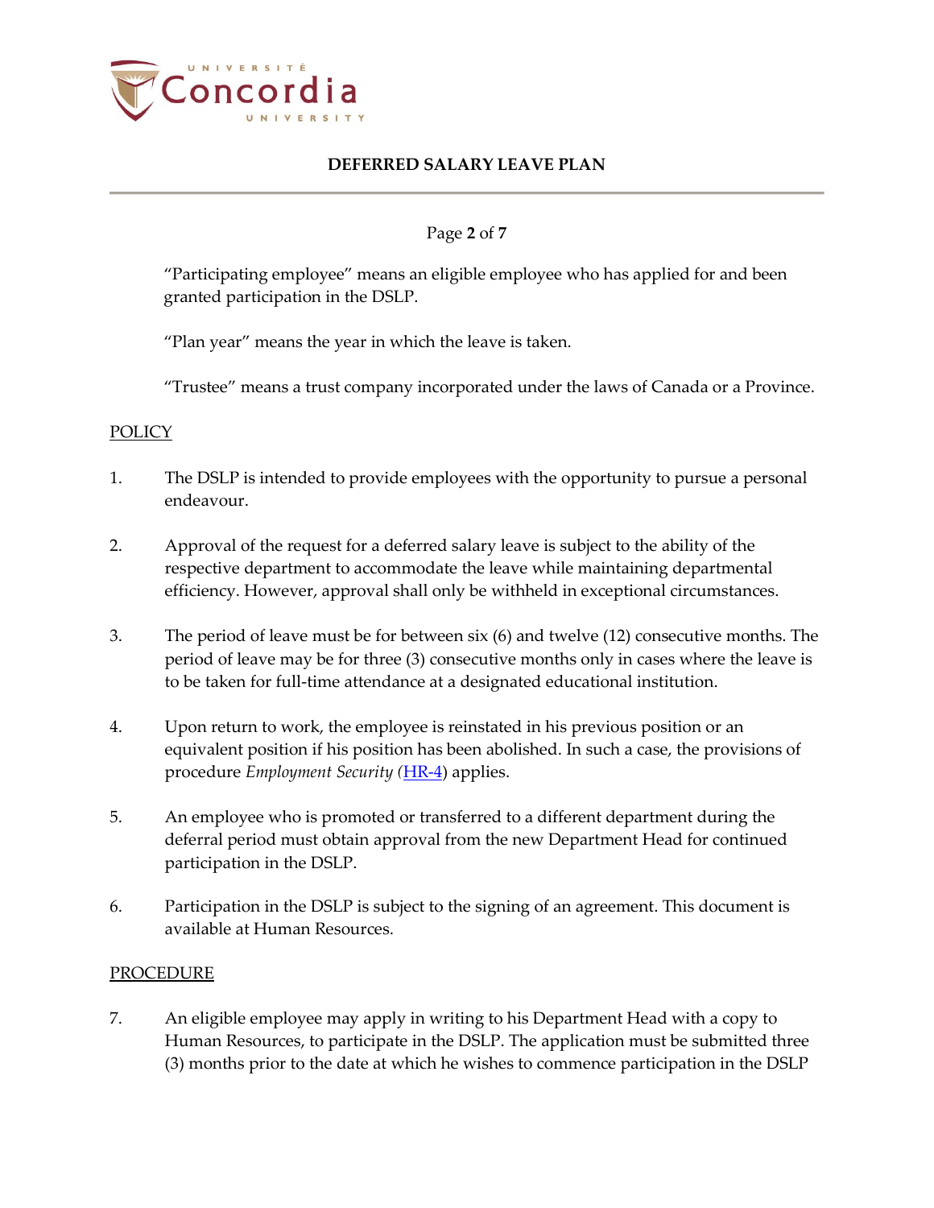"Participating employee" means an eligible employee who has applied for and been granted participation in the DSLP.

"Plan year" means the year in which the leave is taken.

"Trustee" means a trust company incorporated under the laws of Canada or a Province.

## POLICY

1. The DSLP is intended to provide employees with the opportunity to pursue a personal endeavour.

2. Approval of the request for a deferred salary leave is subject to the ability of the respective department to accommodate the leave while maintaining departmental efficiency. However, approval shall only be withheld in exceptional circumstances.

3. The period of leave must be for between six (6) and twelve (12) consecutive months. The period of leave may be for three (3) consecutive months only in cases where the leave is to be taken for full-time attendance at a designated educational institution.

4. Upon return to work, the employee is reinstated in his previous position or an equivalent position if his position has been abolished. In such a case, the provisions of procedure *Employment Security (*[HR-4]) applies.

5. An employee who is promoted or transferred to a different department during the deferral period must obtain approval from the new Department Head for continued participation in the DSLP.

6. Participation in the DSLP is subject to the signing of an agreement. This document is available at Human Resources.

## PROCEDURE

7. An eligible employee may apply in writing to his Department Head with a copy to Human Resources, to participate in the DSLP. The application must be submitted three (3) months prior to the date at which he wishes to commence participation in the DSLP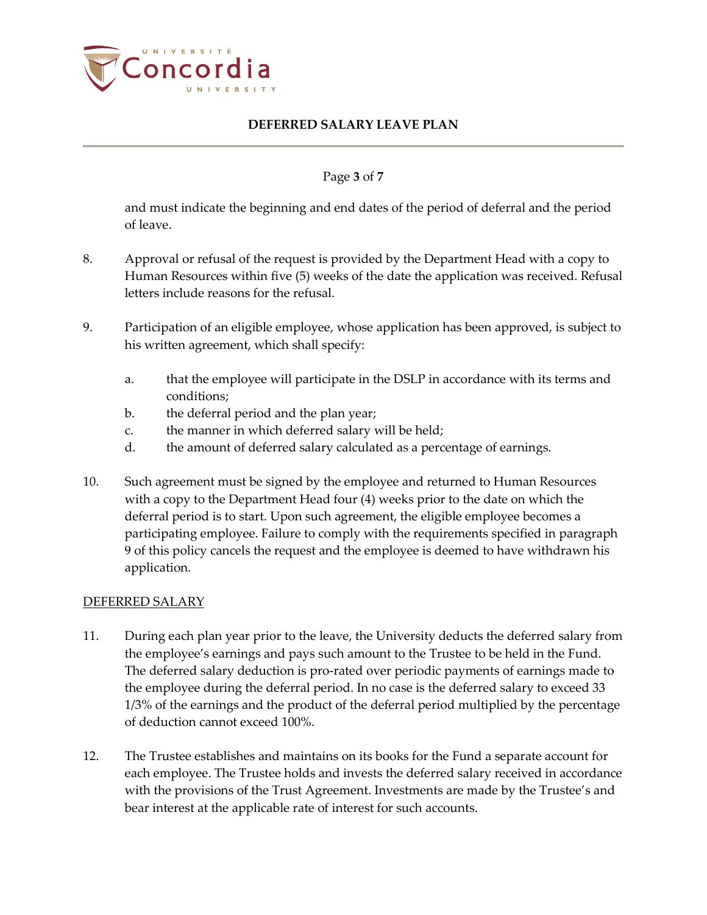and must indicate the beginning and end dates of the period of deferral and the period of leave.

8. Approval or refusal of the request is provided by the Department Head with a copy to Human Resources within five (5) weeks of the date the application was received. Refusal letters include reasons for the refusal.

9. Participation of an eligible employee, whose application has been approved, is subject to his written agreement, which shall specify:

   a. that the employee will participate in the DSLP in accordance with its terms and conditions;
   b. the deferral period and the plan year;
   c. the manner in which deferred salary will be held;
   d. the amount of deferred salary calculated as a percentage of earnings.

10. Such agreement must be signed by the employee and returned to Human Resources with a copy to the Department Head four (4) weeks prior to the date on which the deferral period is to start. Upon such agreement, the eligible employee becomes a participating employee. Failure to comply with the requirements specified in paragraph 9 of this policy cancels the request and the employee is deemed to have withdrawn his application.

<u>DEFERRED SALARY</u>

11. During each plan year prior to the leave, the University deducts the deferred salary from the employee's earnings and pays such amount to the Trustee to be held in the Fund. The deferred salary deduction is pro-rated over periodic payments of earnings made to the employee during the deferral period. In no case is the deferred salary to exceed 33 1/3% of the earnings and the product of the deferral period multiplied by the percentage of deduction cannot exceed 100%.

12. The Trustee establishes and maintains on its books for the Fund a separate account for each employee. The Trustee holds and invests the deferred salary received in accordance with the provisions of the Trust Agreement. Investments are made by the Trustee's and bear interest at the applicable rate of interest for such accounts.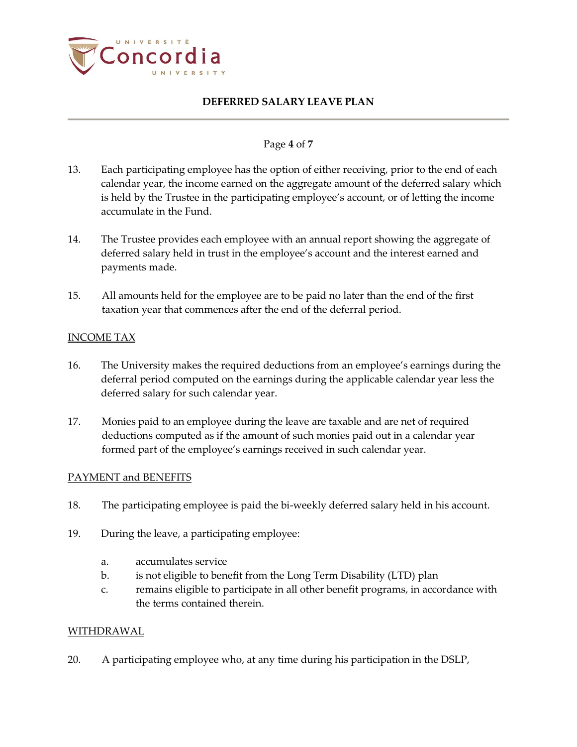13. Each participating employee has the option of either receiving, prior to the end of each calendar year, the income earned on the aggregate amount of the deferred salary which is held by the Trustee in the participating employee's account, or of letting the income accumulate in the Fund.

14. The Trustee provides each employee with an annual report showing the aggregate of deferred salary held in trust in the employee's account and the interest earned and payments made.

15. All amounts held for the employee are to be paid no later than the end of the first taxation year that commences after the end of the deferral period.

<u>INCOME TAX</u>

16. The University makes the required deductions from an employee's earnings during the deferral period computed on the earnings during the applicable calendar year less the deferred salary for such calendar year.

17. Monies paid to an employee during the leave are taxable and are net of required deductions computed as if the amount of such monies paid out in a calendar year formed part of the employee's earnings received in such calendar year.

<u>PAYMENT and BENEFITS</u>

18. The participating employee is paid the bi-weekly deferred salary held in his account.

19. During the leave, a participating employee:

    a. accumulates service
    b. is not eligible to benefit from the Long Term Disability (LTD) plan
    c. remains eligible to participate in all other benefit programs, in accordance with the terms contained therein.

<u>WITHDRAWAL</u>

20. A participating employee who, at any time during his participation in the DSLP,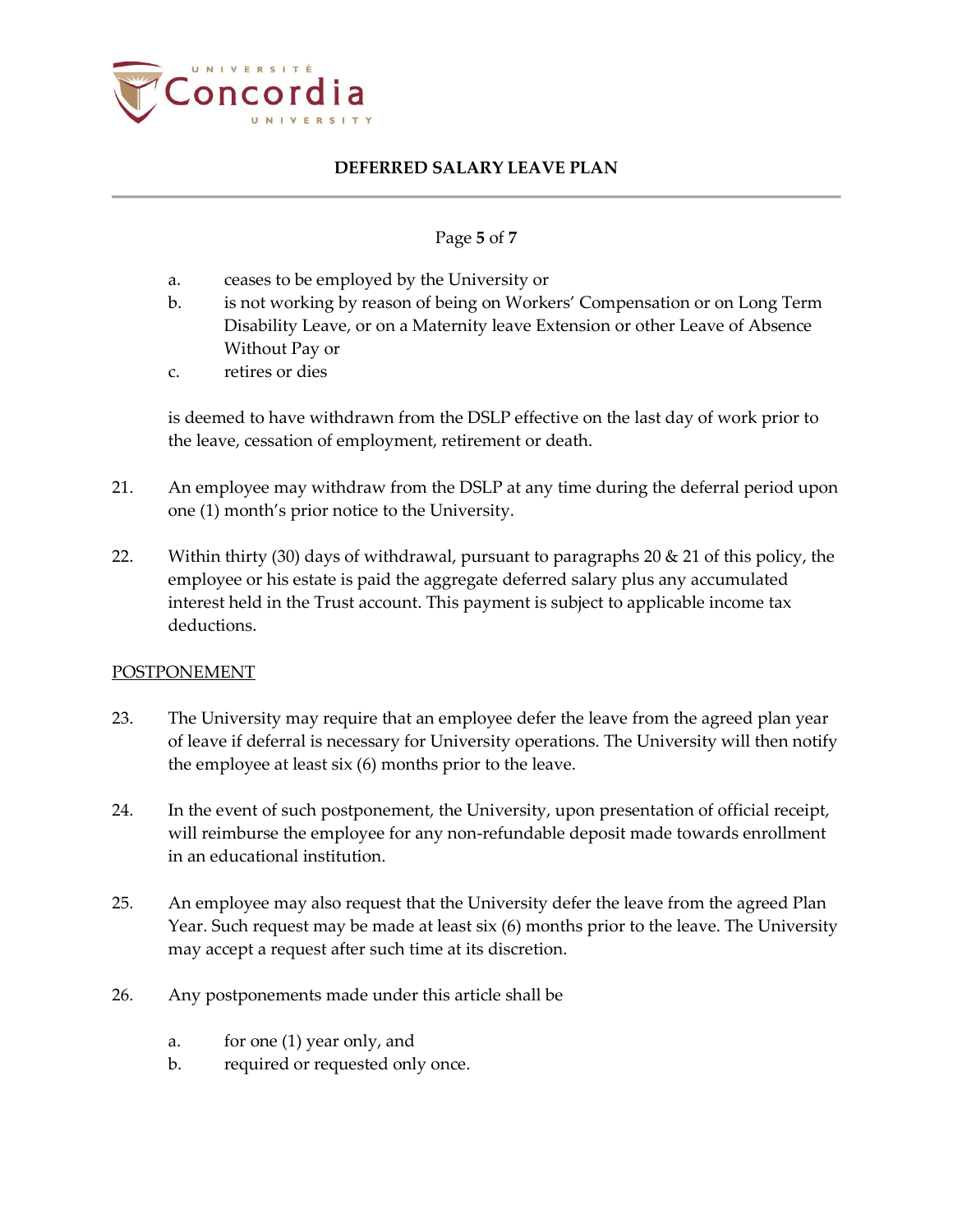a. ceases to be employed by the University or
b. is not working by reason of being on Workers' Compensation or on Long Term Disability Leave, or on a Maternity leave Extension or other Leave of Absence Without Pay or
c. retires or dies

is deemed to have withdrawn from the DSLP effective on the last day of work prior to the leave, cessation of employment, retirement or death.

21. An employee may withdraw from the DSLP at any time during the deferral period upon one (1) month's prior notice to the University.

22. Within thirty (30) days of withdrawal, pursuant to paragraphs 20 & 21 of this policy, the employee or his estate is paid the aggregate deferred salary plus any accumulated interest held in the Trust account. This payment is subject to applicable income tax deductions.

## POSTPONEMENT

23. The University may require that an employee defer the leave from the agreed plan year of leave if deferral is necessary for University operations. The University will then notify the employee at least six (6) months prior to the leave.

24. In the event of such postponement, the University, upon presentation of official receipt, will reimburse the employee for any non-refundable deposit made towards enrollment in an educational institution.

25. An employee may also request that the University defer the leave from the agreed Plan Year. Such request may be made at least six (6) months prior to the leave. The University may accept a request after such time at its discretion.

26. Any postponements made under this article shall be

    a. for one (1) year only, and
    b. required or requested only once.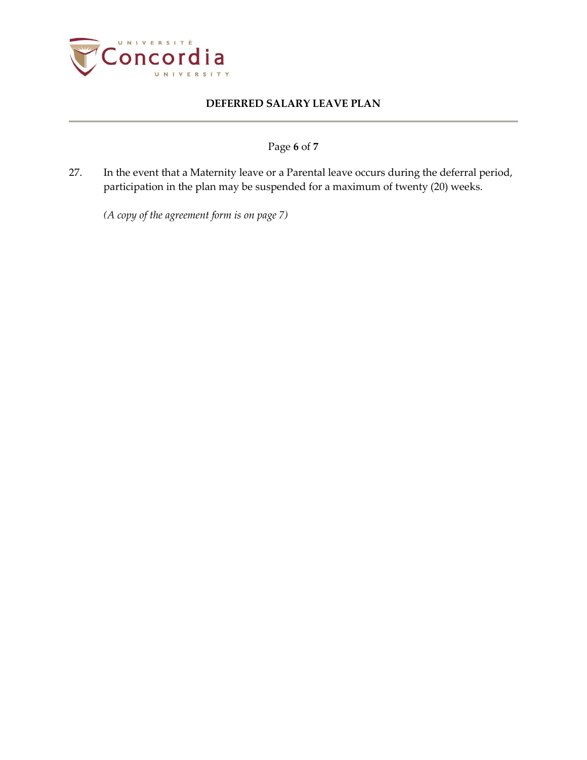27. In the event that a Maternity leave or a Parental leave occurs during the deferral period, participation in the plan may be suspended for a maximum of twenty (20) weeks.

*(A copy of the agreement form is on page 7)*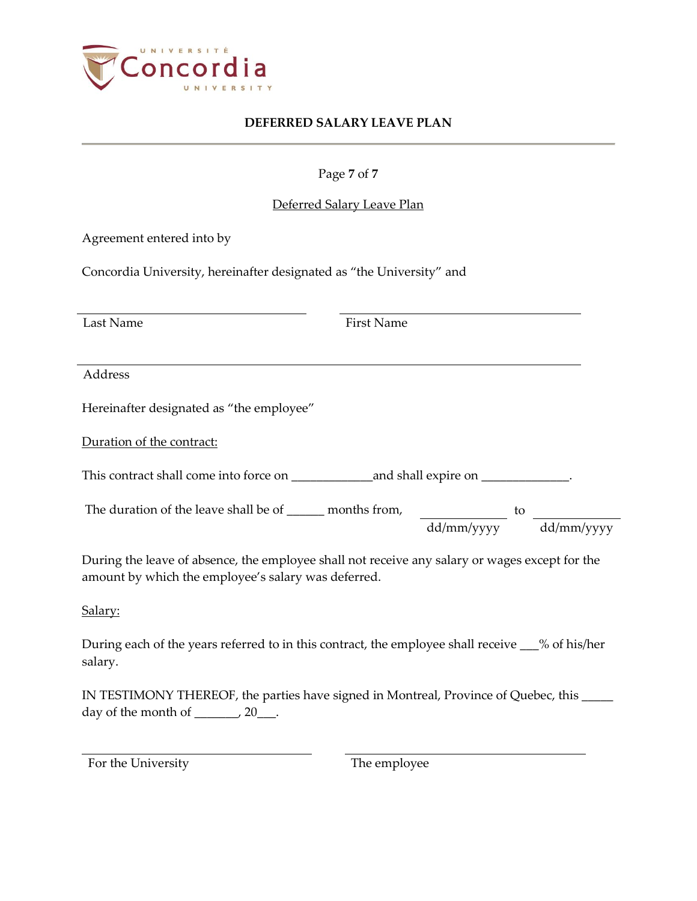**DEFERRED SALARY LEAVE PLAN**

Deferred Salary Leave Plan

Agreement entered into by

Concordia University, hereinafter designated as "the University" and

| | |
|---|---|
| ______________________________ | ______________________________ |
| Last Name | First Name |

______________________________________________________________

Address

Hereinafter designated as "the employee"

Duration of the contract:

This contract shall come into force on ____________and shall expire on _____________.

The duration of the leave shall be of ______ months from, ____________ to ____________
dd/mm/yyyy dd/mm/yyyy

During the leave of absence, the employee shall not receive any salary or wages except for the amount by which the employee's salary was deferred.

Salary:

During each of the years referred to in this contract, the employee shall receive ___% of his/her salary.

IN TESTIMONY THEREOF, the parties have signed in Montreal, Province of Quebec, this _____ day of the month of _______, 20___.

| | |
|---|---|
| ______________________________ | ______________________________ |
| For the University | The employee |